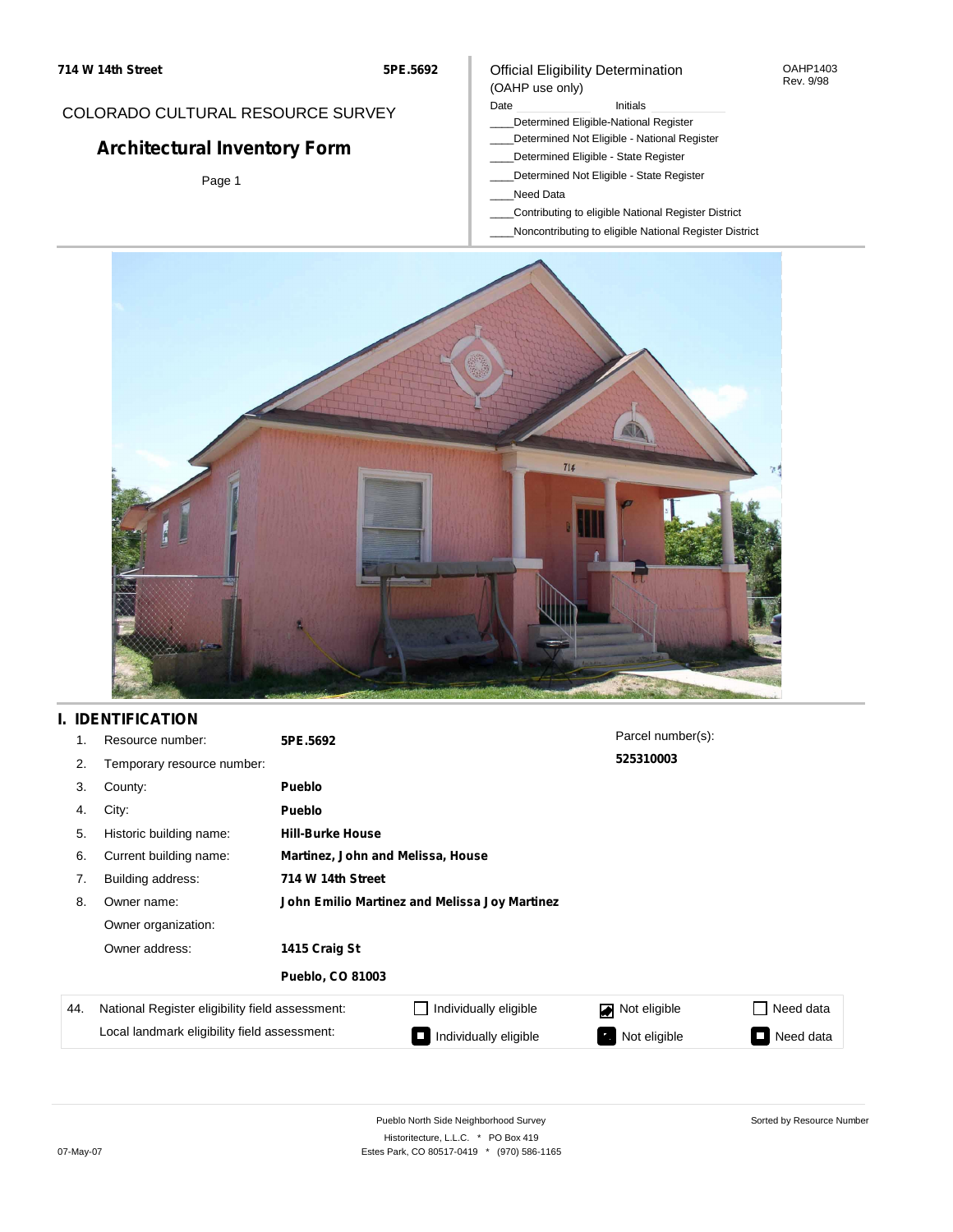714 W 14th Street **5PE.5692**

COLORADO CULTURAL RESOURCE SURVEY

# Architectural Inventory Form

Page 1

Official Eligibility Determination
(OAHP use only)

OAHP1403
Rev. 9/98

Date ________ Initials ________

____Determined Eligible-National Register
____Determined Not Eligible - National Register
____Determined Eligible - State Register
____Determined Not Eligible - State Register
____Need Data
____Contributing to eligible National Register District
____Noncontributing to eligible National Register District

## I. IDENTIFICATION

| | | |
|---|---|---|
| 1. | Resource number: | **5PE.5692** |
| 2. | Temporary resource number: | |
| 3. | County: | **Pueblo** |
| 4. | City: | **Pueblo** |
| 5. | Historic building name: | **Hill-Burke House** |
| 6. | Current building name: | **Martinez, John and Melissa, House** |
| 7. | Building address: | **714 W 14th Street** |
| 8. | Owner name: | **John Emilio Martinez and Melissa Joy Martinez** |
| | Owner organization: | |
| | Owner address: | **1415 Craig St** |
| | | **Pueblo, CO 81003** |

Parcel number(s):
**525310003**

| 44. | | | | |
|---|---|---|---|---|
| | National Register eligibility field assessment: | ☐ Individually eligible | ☑ Not eligible | ☐ Need data |
| | Local landmark eligibility field assessment: | ■ Individually eligible | ■ Not eligible | ■ Need data |

Pueblo North Side Neighborhood Survey
Historitecture, L.L.C. * PO Box 419
Estes Park, CO 80517-0419 * (970) 586-1165

Sorted by Resource Number

07-May-07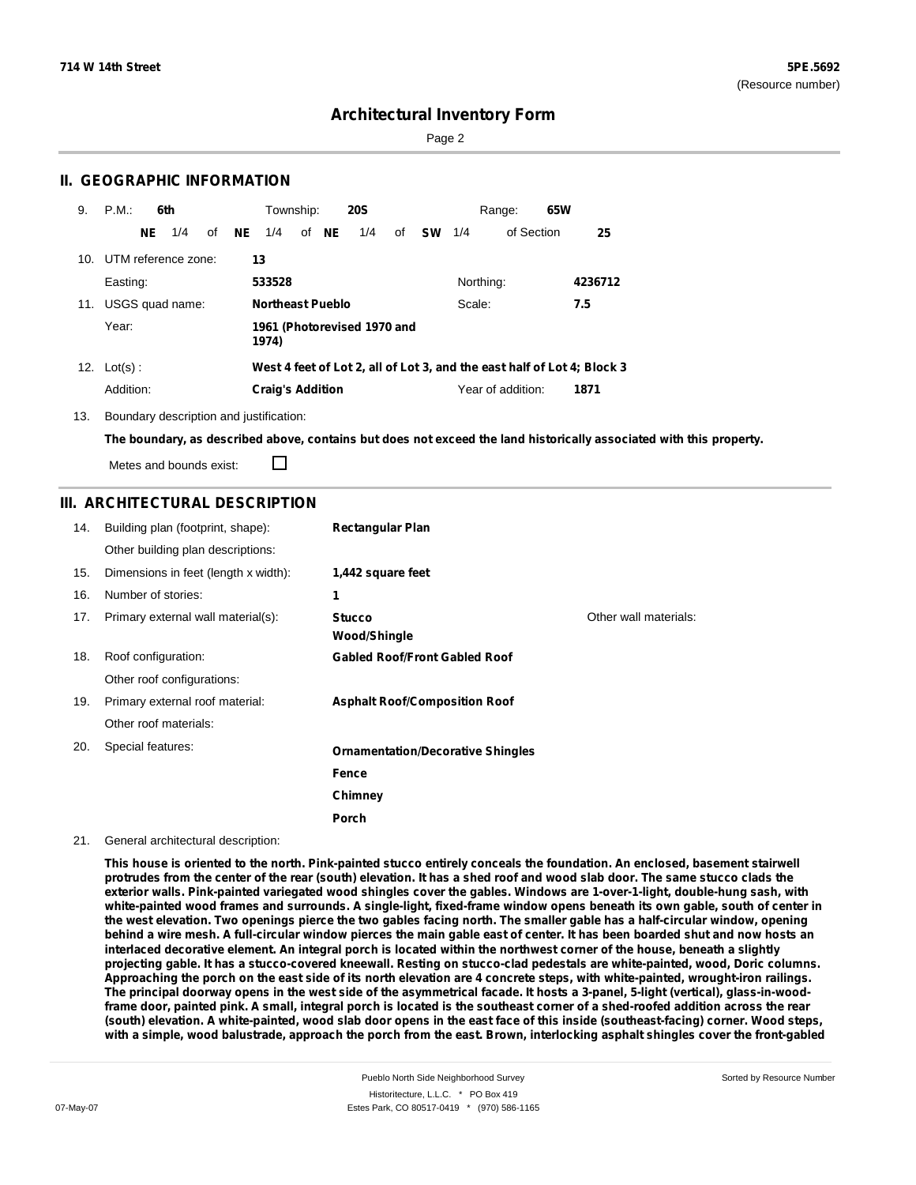**714 W 14th Street** **5PE.5692**
(Resource number)

# Architectural Inventory Form

## II. GEOGRAPHIC INFORMATION

9. P.M.: **6th** Township: **20S** Range: **65W**
**NE** 1/4 of **NE** 1/4 of **NE** 1/4 of **SW** 1/4 of Section **25**

10. UTM reference zone: **13**
Easting: **533528** Northing: **4236712**

11. USGS quad name: **Northeast Pueblo** Scale: **7.5**
Year: **1961 (Photorevised 1970 and 1974)**

12. Lot(s): **West 4 feet of Lot 2, all of Lot 3, and the east half of Lot 4; Block 3**
Addition: **Craig's Addition** Year of addition: **1871**

13. Boundary description and justification:

**The boundary, as described above, contains but does not exceed the land historically associated with this property.**

Metes and bounds exist: ☐

## III. ARCHITECTURAL DESCRIPTION

| | | | |
|---|---|---|---|
| 14. | Building plan (footprint, shape): | **Rectangular Plan** | |
| | Other building plan descriptions: | | |
| 15. | Dimensions in feet (length x width): | **1,442 square feet** | |
| 16. | Number of stories: | **1** | |
| 17. | Primary external wall material(s): | **Stucco**<br>**Wood/Shingle** | Other wall materials: |
| 18. | Roof configuration: | **Gabled Roof/Front Gabled Roof** | |
| | Other roof configurations: | | |
| 19. | Primary external roof material: | **Asphalt Roof/Composition Roof** | |
| | Other roof materials: | | |
| 20. | Special features: | **Ornamentation/Decorative Shingles**<br>**Fence**<br>**Chimney**<br>**Porch** | |

21. General architectural description:

**This house is oriented to the north. Pink-painted stucco entirely conceals the foundation. An enclosed, basement stairwell protrudes from the center of the rear (south) elevation. It has a shed roof and wood slab door. The same stucco clads the exterior walls. Pink-painted variegated wood shingles cover the gables. Windows are 1-over-1-light, double-hung sash, with white-painted wood frames and surrounds. A single-light, fixed-frame window opens beneath its own gable, south of center in the west elevation. Two openings pierce the two gables facing north. The smaller gable has a half-circular window, opening behind a wire mesh. A full-circular window pierces the main gable east of center. It has been boarded shut and now hosts an interlaced decorative element. An integral porch is located within the northwest corner of the house, beneath a slightly projecting gable. It has a stucco-covered kneewall. Resting on stucco-clad pedestals are white-painted, wood, Doric columns. Approaching the porch on the east side of its north elevation are 4 concrete steps, with white-painted, wrought-iron railings. The principal doorway opens in the west side of the asymmetrical facade. It hosts a 3-panel, 5-light (vertical), glass-in-wood-frame door, painted pink. A small, integral porch is located is the southeast corner of a shed-roofed addition across the rear (south) elevation. A white-painted, wood slab door opens in the east face of this inside (southeast-facing) corner. Wood steps, with a simple, wood balustrade, approach the porch from the east. Brown, interlocking asphalt shingles cover the front-gabled**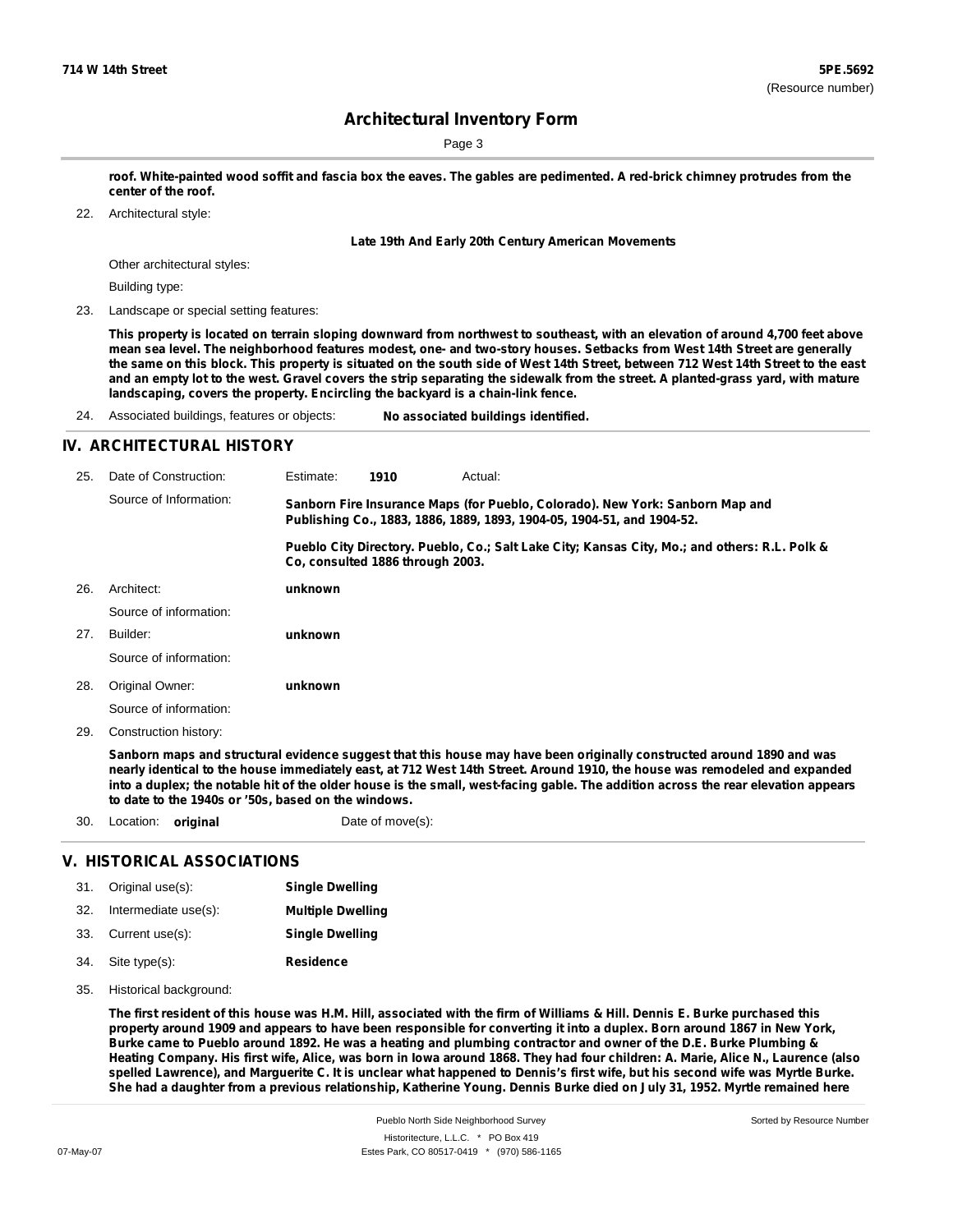roof. White-painted wood soffit and fascia box the eaves. The gables are pedimented. A red-brick chimney protrudes from the center of the roof.

22. Architectural style:

**Late 19th And Early 20th Century American Movements**

Other architectural styles:

Building type:

23. Landscape or special setting features:

**This property is located on terrain sloping downward from northwest to southeast, with an elevation of around 4,700 feet above mean sea level. The neighborhood features modest, one- and two-story houses. Setbacks from West 14th Street are generally the same on this block. This property is situated on the south side of West 14th Street, between 712 West 14th Street to the east and an empty lot to the west. Gravel covers the strip separating the sidewalk from the street. A planted-grass yard, with mature landscaping, covers the property. Encircling the backyard is a chain-link fence.**

24. Associated buildings, features or objects: **No associated buildings identified.**

## IV. ARCHITECTURAL HISTORY

25. Date of Construction: Estimate: **1910** Actual:

Source of Information: **Sanborn Fire Insurance Maps (for Pueblo, Colorado). New York: Sanborn Map and Publishing Co., 1883, 1886, 1889, 1893, 1904-05, 1904-51, and 1904-52.**

**Pueblo City Directory. Pueblo, Co.; Salt Lake City; Kansas City, Mo.; and others: R.L. Polk & Co, consulted 1886 through 2003.**

26. Architect: **unknown**

Source of information:

27. Builder: **unknown**

Source of information:

28. Original Owner: **unknown**

Source of information:

29. Construction history:

**Sanborn maps and structural evidence suggest that this house may have been originally constructed around 1890 and was nearly identical to the house immediately east, at 712 West 14th Street. Around 1910, the house was remodeled and expanded into a duplex; the notable hit of the older house is the small, west-facing gable. The addition across the rear elevation appears to date to the 1940s or '50s, based on the windows.**

30. Location: **original** Date of move(s):

## V. HISTORICAL ASSOCIATIONS

31. Original use(s): **Single Dwelling**
32. Intermediate use(s): **Multiple Dwelling**
33. Current use(s): **Single Dwelling**
34. Site type(s): **Residence**
35. Historical background:

**The first resident of this house was H.M. Hill, associated with the firm of Williams & Hill. Dennis E. Burke purchased this property around 1909 and appears to have been responsible for converting it into a duplex. Born around 1867 in New York, Burke came to Pueblo around 1892. He was a heating and plumbing contractor and owner of the D.E. Burke Plumbing & Heating Company. His first wife, Alice, was born in Iowa around 1868. They had four children: A. Marie, Alice N., Laurence (also spelled Lawrence), and Marguerite C. It is unclear what happened to Dennis's first wife, but his second wife was Myrtle Burke. She had a daughter from a previous relationship, Katherine Young. Dennis Burke died on July 31, 1952. Myrtle remained here**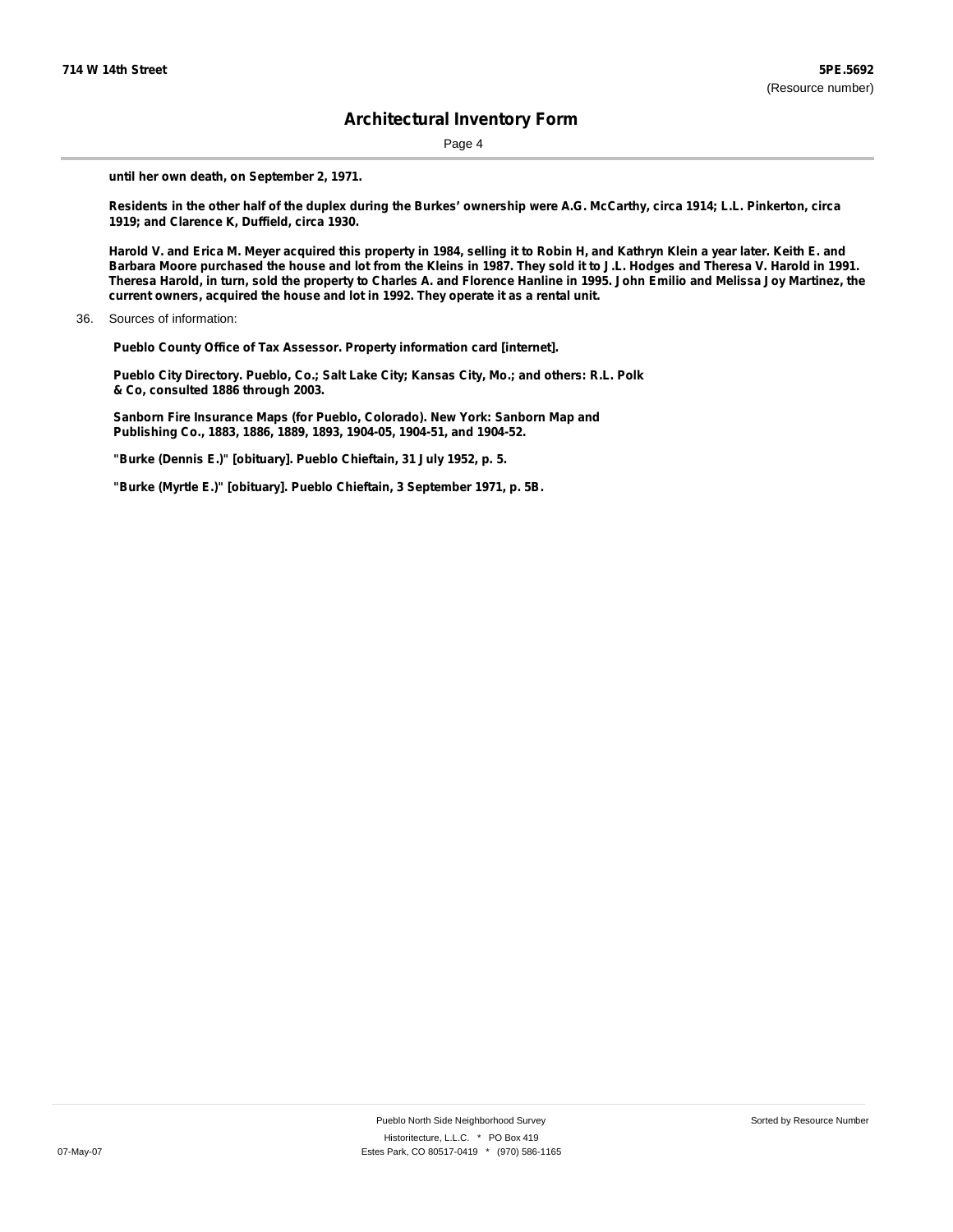**until her own death, on September 2, 1971.**

**Residents in the other half of the duplex during the Burkes' ownership were A.G. McCarthy, circa 1914; L.L. Pinkerton, circa 1919; and Clarence K, Duffield, circa 1930.**

**Harold V. and Erica M. Meyer acquired this property in 1984, selling it to Robin H, and Kathryn Klein a year later. Keith E. and Barbara Moore purchased the house and lot from the Kleins in 1987. They sold it to J.L. Hodges and Theresa V. Harold in 1991. Theresa Harold, in turn, sold the property to Charles A. and Florence Hanline in 1995. John Emilio and Melissa Joy Martinez, the current owners, acquired the house and lot in 1992. They operate it as a rental unit.**

36. Sources of information:

**Pueblo County Office of Tax Assessor. Property information card [internet].**

**Pueblo City Directory. Pueblo, Co.; Salt Lake City; Kansas City, Mo.; and others: R.L. Polk & Co, consulted 1886 through 2003.**

**Sanborn Fire Insurance Maps (for Pueblo, Colorado). New York: Sanborn Map and Publishing Co., 1883, 1886, 1889, 1893, 1904-05, 1904-51, and 1904-52.**

**"Burke (Dennis E.)" [obituary]. Pueblo Chieftain, 31 July 1952, p. 5.**

**"Burke (Myrtle E.)" [obituary]. Pueblo Chieftain, 3 September 1971, p. 5B.**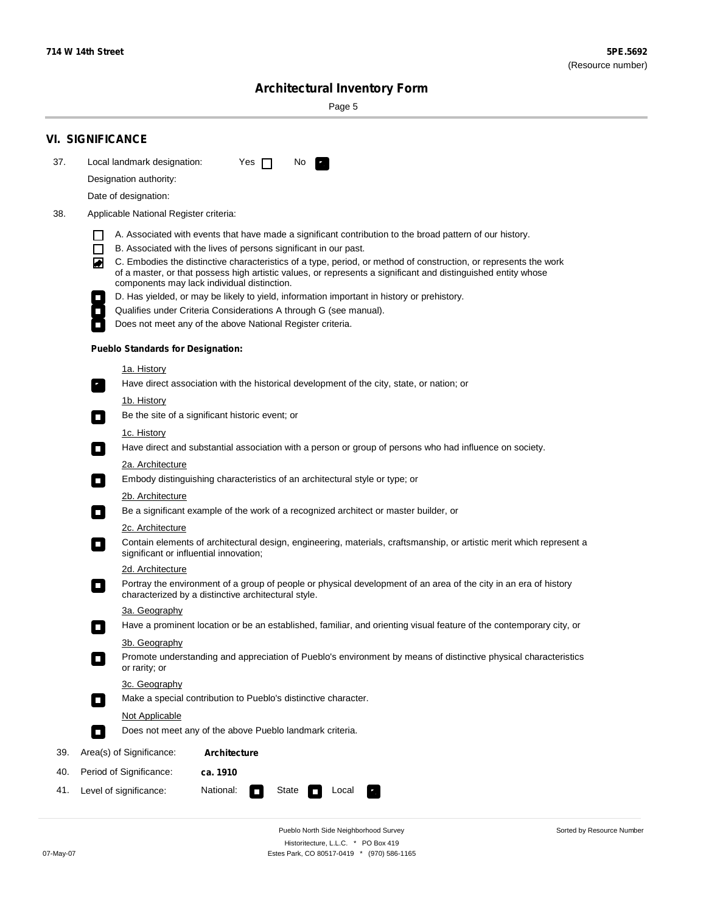## VI. SIGNIFICANCE

37. Local landmark designation: Yes [ ] No [x]

Designation authority:

Date of designation:

38. Applicable National Register criteria:

- [ ] A. Associated with events that have made a significant contribution to the broad pattern of our history.
- [ ] B. Associated with the lives of persons significant in our past.
- [x] C. Embodies the distinctive characteristics of a type, period, or method of construction, or represents the work of a master, or that possess high artistic values, or represents a significant and distinguished entity whose components may lack individual distinction.
- [ ] D. Has yielded, or may be likely to yield, information important in history or prehistory.
- [ ] Qualifies under Criteria Considerations A through G (see manual).
- [ ] Does not meet any of the above National Register criteria.

**Pueblo Standards for Designation:**

1a. History
- [x] Have direct association with the historical development of the city, state, or nation; or

1b. History
- [ ] Be the site of a significant historic event; or

1c. History
- [ ] Have direct and substantial association with a person or group of persons who had influence on society.

2a. Architecture
- [ ] Embody distinguishing characteristics of an architectural style or type; or

2b. Architecture
- [ ] Be a significant example of the work of a recognized architect or master builder, or

2c. Architecture
- [ ] Contain elements of architectural design, engineering, materials, craftsmanship, or artistic merit which represent a significant or influential innovation;

2d. Architecture
- [ ] Portray the environment of a group of people or physical development of an area of the city in an era of history characterized by a distinctive architectural style.

3a. Geography
- [ ] Have a prominent location or be an established, familiar, and orienting visual feature of the contemporary city, or

3b. Geography
- [ ] Promote understanding and appreciation of Pueblo's environment by means of distinctive physical characteristics or rarity; or

3c. Geography
- [ ] Make a special contribution to Pueblo's distinctive character.

Not Applicable
- [ ] Does not meet any of the above Pueblo landmark criteria.

39. Area(s) of Significance: **Architecture**

40. Period of Significance: **ca. 1910**

41. Level of significance: National: [ ] State [ ] Local [x]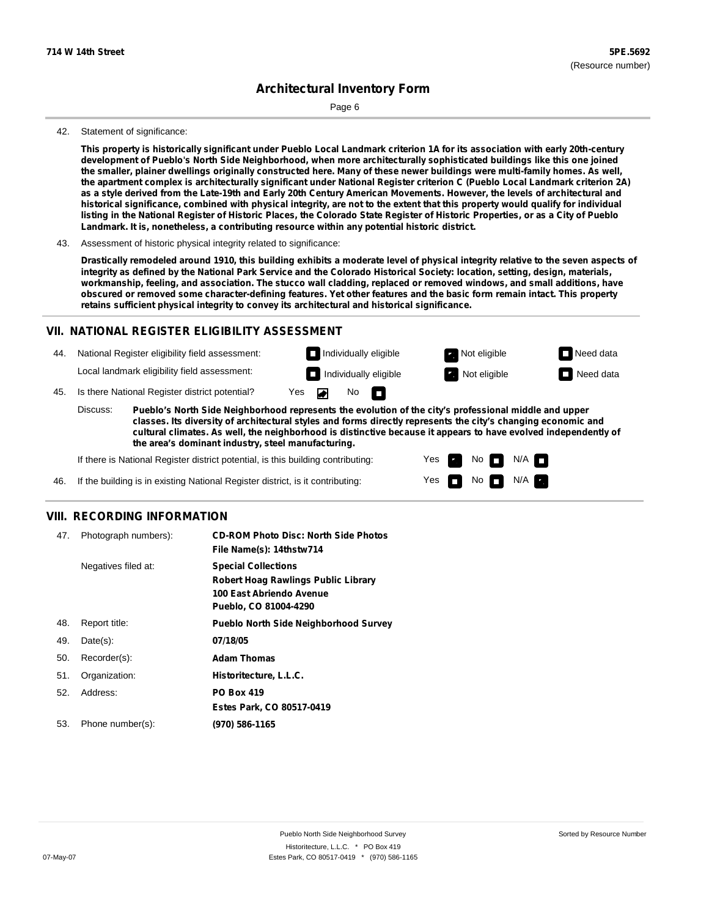42. Statement of significance:

**This property is historically significant under Pueblo Local Landmark criterion 1A for its association with early 20th-century development of Pueblo's North Side Neighborhood, when more architecturally sophisticated buildings like this one joined the smaller, plainer dwellings originally constructed here. Many of these newer buildings were multi-family homes. As well, the apartment complex is architecturally significant under National Register criterion C (Pueblo Local Landmark criterion 2A) as a style derived from the Late-19th and Early 20th Century American Movements. However, the levels of architectural and historical significance, combined with physical integrity, are not to the extent that this property would qualify for individual listing in the National Register of Historic Places, the Colorado State Register of Historic Properties, or as a City of Pueblo Landmark. It is, nonetheless, a contributing resource within any potential historic district.**

43. Assessment of historic physical integrity related to significance:

**Drastically remodeled around 1910, this building exhibits a moderate level of physical integrity relative to the seven aspects of integrity as defined by the National Park Service and the Colorado Historical Society: location, setting, design, materials, workmanship, feeling, and association. The stucco wall cladding, replaced or removed windows, and small additions, have obscured or removed some character-defining features. Yet other features and the basic form remain intact. This property retains sufficient physical integrity to convey its architectural and historical significance.**

## VII. NATIONAL REGISTER ELIGIBILITY ASSESSMENT

44. National Register eligibility field assessment: ☐ Individually eligible ☑ Not eligible ☐ Need data

Local landmark eligibility field assessment: ☐ Individually eligible ☑ Not eligible ☐ Need data

45. Is there National Register district potential? Yes ☑ No ☐

Discuss: **Pueblo's North Side Neighborhood represents the evolution of the city's professional middle and upper classes. Its diversity of architectural styles and forms directly represents the city's changing economic and cultural climates. As well, the neighborhood is distinctive because it appears to have evolved independently of the area's dominant industry, steel manufacturing.**

If there is National Register district potential, is this building contributing: Yes ☑ No ☐ N/A ☐

46. If the building is in existing National Register district, is it contributing: Yes ☐ No ☐ N/A ☑

## VIII. RECORDING INFORMATION

47. Photograph numbers): **CD-ROM Photo Disc: North Side Photos**
**File Name(s): 14thstw714**

Negatives filed at: **Special Collections**
**Robert Hoag Rawlings Public Library**
**100 East Abriendo Avenue**
**Pueblo, CO 81004-4290**

48. Report title: **Pueblo North Side Neighborhood Survey**

49. Date(s): **07/18/05**

50. Recorder(s): **Adam Thomas**

51. Organization: **Historitecture, L.L.C.**

52. Address: **PO Box 419**
**Estes Park, CO 80517-0419**

53. Phone number(s): **(970) 586-1165**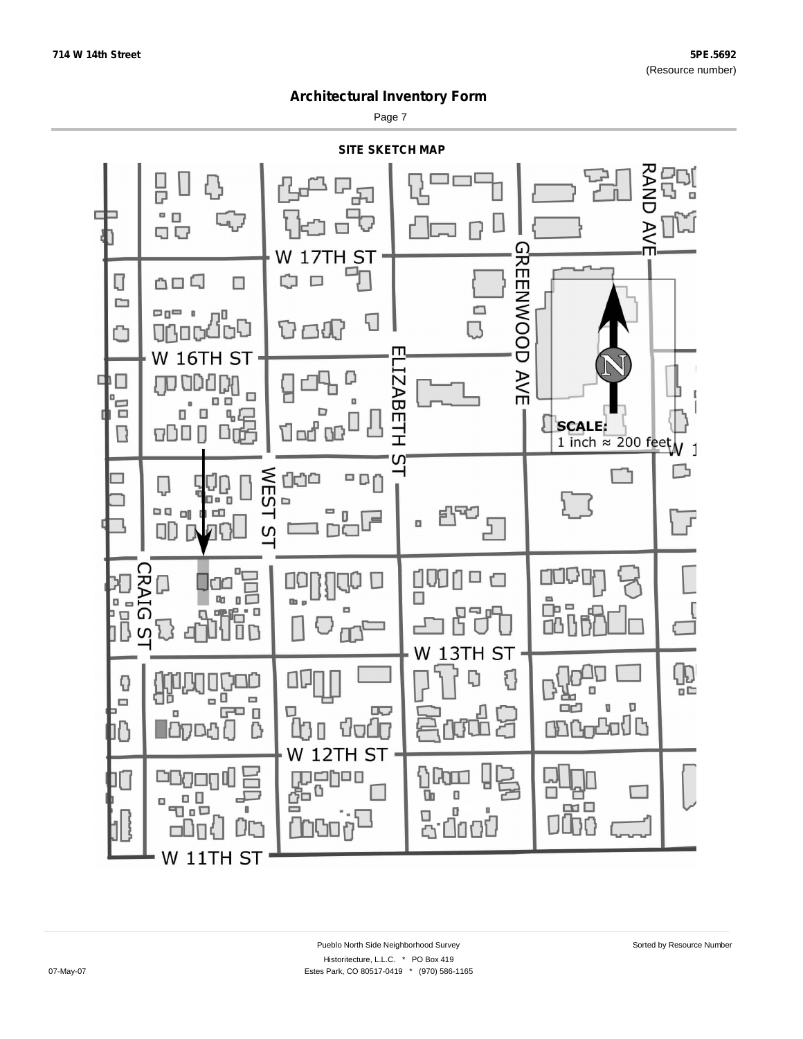# Architectural Inventory Form

## SITE SKETCH MAP

W 17TH ST

W 16TH ST

W 13TH ST

W 12TH ST

W 11TH ST

RAND AVE

GREENWOOD AVE

ELIZABETH ST

WEST ST

CRAIG ST

SCALE:
1 inch ≈ 200 feet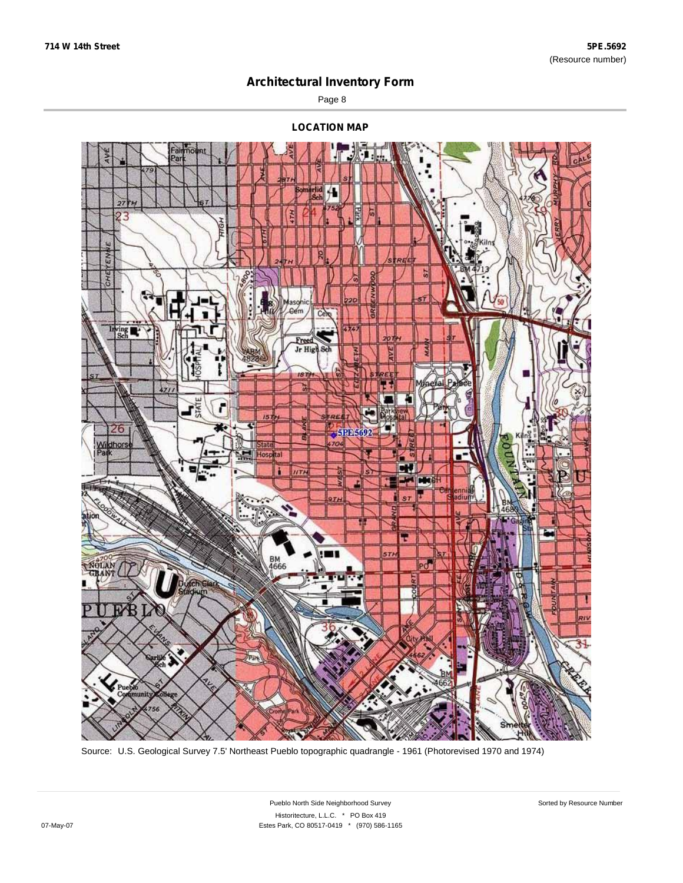# Architectural Inventory Form

## LOCATION MAP

Source: U.S. Geological Survey 7.5' Northeast Pueblo topographic quadrangle - 1961 (Photorevised 1970 and 1974)